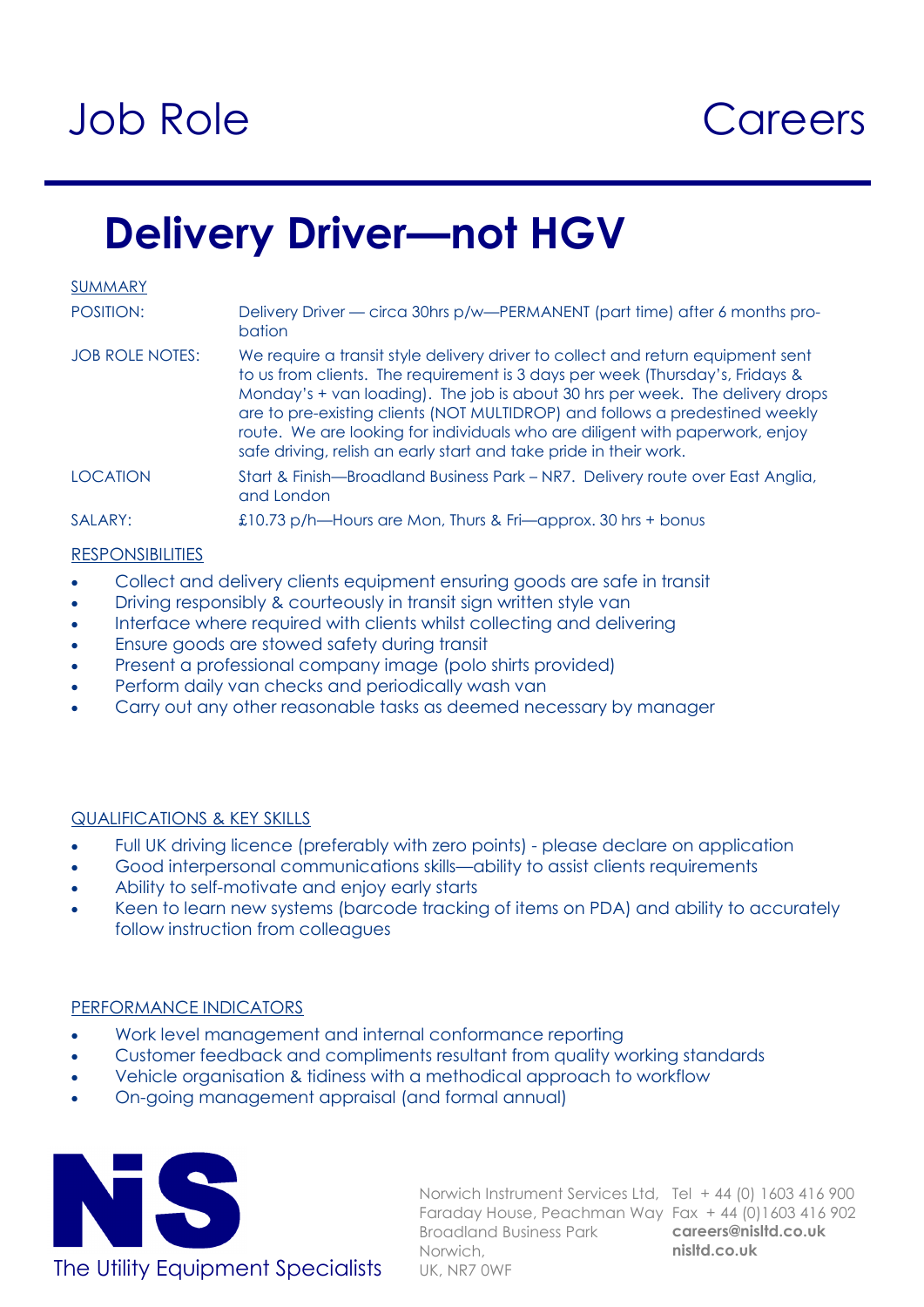Job Role Careers

# Delivery Driver—not HGV

SUMMARY

| | |
|---|---|
| POSITION: | Delivery Driver — circa 30hrs p/w—PERMANENT (part time) after 6 months probation |
| JOB ROLE NOTES: | We require a transit style delivery driver to collect and return equipment sent to us from clients. The requirement is 3 days per week (Thursday's, Fridays & Monday's + van loading). The job is about 30 hrs per week. The delivery drops are to pre-existing clients (NOT MULTIDROP) and follows a predestined weekly route. We are looking for individuals who are diligent with paperwork, enjoy safe driving, relish an early start and take pride in their work. |
| LOCATION | Start & Finish—Broadland Business Park – NR7. Delivery route over East Anglia, and London |
| SALARY: | £10.73 p/h—Hours are Mon, Thurs & Fri—approx. 30 hrs + bonus |

RESPONSIBILITIES

- Collect and delivery clients equipment ensuring goods are safe in transit
- Driving responsibly & courteously in transit sign written style van
- Interface where required with clients whilst collecting and delivering
- Ensure goods are stowed safety during transit
- Present a professional company image (polo shirts provided)
- Perform daily van checks and periodically wash van
- Carry out any other reasonable tasks as deemed necessary by manager

QUALIFICATIONS & KEY SKILLS

- Full UK driving licence (preferably with zero points) - please declare on application
- Good interpersonal communications skills—ability to assist clients requirements
- Ability to self-motivate and enjoy early starts
- Keen to learn new systems (barcode tracking of items on PDA) and ability to accurately follow instruction from colleagues

PERFORMANCE INDICATORS

- Work level management and internal conformance reporting
- Customer feedback and compliments resultant from quality working standards
- Vehicle organisation & tidiness with a methodical approach to workflow
- On-going management appraisal (and formal annual)

NiS
The Utility Equipment Specialists

Norwich Instrument Services Ltd,
Faraday House, Peachman Way
Broadland Business Park
Norwich,
UK, NR7 0WF

Tel + 44 (0) 1603 416 900
Fax + 44 (0)1603 416 902
**careers@nisltd.co.uk**
**nisltd.co.uk**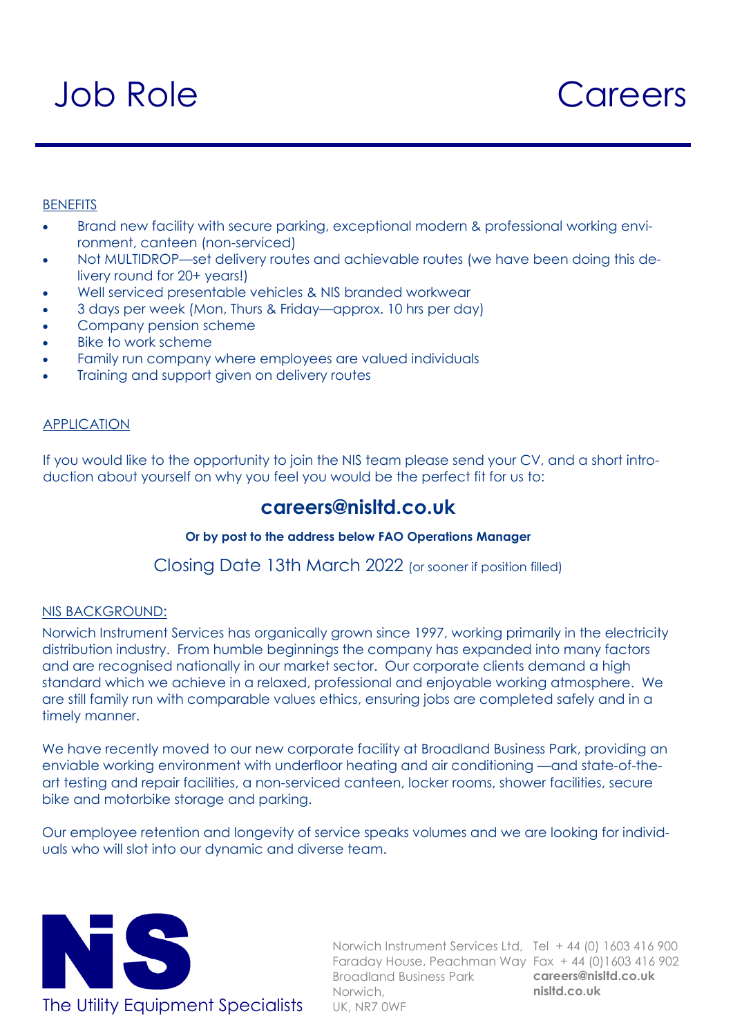# Job Role

# Careers

BENEFITS

- Brand new facility with secure parking, exceptional modern & professional working environment, canteen (non-serviced)
- Not MULTIDROP—set delivery routes and achievable routes (we have been doing this delivery round for 20+ years!)
- Well serviced presentable vehicles & NIS branded workwear
- 3 days per week (Mon, Thurs & Friday—approx. 10 hrs per day)
- Company pension scheme
- Bike to work scheme
- Family run company where employees are valued individuals
- Training and support given on delivery routes

APPLICATION

If you would like to the opportunity to join the NIS team please send your CV, and a short introduction about yourself on why you feel you would be the perfect fit for us to:

## careers@nisltd.co.uk

**Or by post to the address below FAO Operations Manager**

Closing Date 13th March 2022 (or sooner if position filled)

NIS BACKGROUND:

Norwich Instrument Services has organically grown since 1997, working primarily in the electricity distribution industry. From humble beginnings the company has expanded into many factors and are recognised nationally in our market sector. Our corporate clients demand a high standard which we achieve in a relaxed, professional and enjoyable working atmosphere. We are still family run with comparable values ethics, ensuring jobs are completed safely and in a timely manner.

We have recently moved to our new corporate facility at Broadland Business Park, providing an enviable working environment with underfloor heating and air conditioning —and state-of-the-art testing and repair facilities, a non-serviced canteen, locker rooms, shower facilities, secure bike and motorbike storage and parking.

Our employee retention and longevity of service speaks volumes and we are looking for individuals who will slot into our dynamic and diverse team.

NiS

The Utility Equipment Specialists

Norwich Instrument Services Ltd,
Faraday House, Peachman Way
Broadland Business Park
Norwich,
UK, NR7 0WF

Tel + 44 (0) 1603 416 900
Fax + 44 (0)1603 416 902
**careers@nisltd.co.uk**
**nisltd.co.uk**